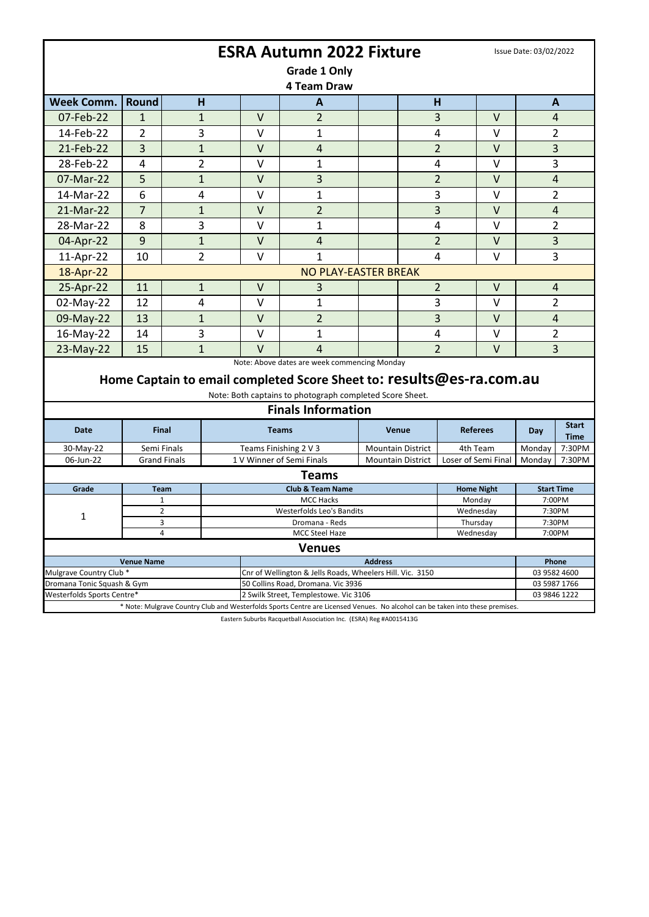# ESRA Autumn 2022 Fixture

Issue Date: 03/02/2022

**Grade 1 Only**

**4 Team Draw**

| Week Comm. | Round | H | | A | | H | | A |
|---|---|---|---|---|---|---|---|---|
| 07-Feb-22 | 1 | 1 | V | 2 | | 3 | V | 4 |
| 14-Feb-22 | 2 | 3 | V | 1 | | 4 | V | 2 |
| 21-Feb-22 | 3 | 1 | V | 4 | | 2 | V | 3 |
| 28-Feb-22 | 4 | 2 | V | 1 | | 4 | V | 3 |
| 07-Mar-22 | 5 | 1 | V | 3 | | 2 | V | 4 |
| 14-Mar-22 | 6 | 4 | V | 1 | | 3 | V | 2 |
| 21-Mar-22 | 7 | 1 | V | 2 | | 3 | V | 4 |
| 28-Mar-22 | 8 | 3 | V | 1 | | 4 | V | 2 |
| 04-Apr-22 | 9 | 1 | V | 4 | | 2 | V | 3 |
| 11-Apr-22 | 10 | 2 | V | 1 | | 4 | V | 3 |
| 18-Apr-22 | NO PLAY-EASTER BREAK | | | | | | | |
| 25-Apr-22 | 11 | 1 | V | 3 | | 2 | V | 4 |
| 02-May-22 | 12 | 4 | V | 1 | | 3 | V | 2 |
| 09-May-22 | 13 | 1 | V | 2 | | 3 | V | 4 |
| 16-May-22 | 14 | 3 | V | 1 | | 4 | V | 2 |
| 23-May-22 | 15 | 1 | V | 4 | | 2 | V | 3 |

Note: Above dates are week commencing Monday

## Home Captain to email completed Score Sheet to: **results@es-ra.com.au**

Note: Both captains to photograph completed Score Sheet.

## Finals Information

| Date | Final | Teams | Venue | Referees | Day | Start Time |
|---|---|---|---|---|---|---|
| 30-May-22 | Semi Finals | Teams Finishing 2 V 3 | Mountain District | 4th Team | Monday | 7:30PM |
| 06-Jun-22 | Grand Finals | 1 V Winner of Semi Finals | Mountain District | Loser of Semi Final | Monday | 7:30PM |

## Teams

| Grade | Team | Club & Team Name | Home Night | Start Time |
|---|---|---|---|---|
| 1 | 1 | MCC Hacks | Monday | 7:00PM |
| | 2 | Westerfolds Leo's Bandits | Wednesday | 7:30PM |
| | 3 | Dromana - Reds | Thursday | 7:30PM |
| | 4 | MCC Steel Haze | Wednesday | 7:00PM |

## Venues

| Venue Name | Address | Phone |
|---|---|---|
| Mulgrave Country Club * | Cnr of Wellington & Jells Roads, Wheelers Hill. Vic. 3150 | 03 9582 4600 |
| Dromana Tonic Squash & Gym | 50 Collins Road, Dromana. Vic 3936 | 03 5987 1766 |
| Westerfolds Sports Centre* | 2 Swilk Street, Templestowe. Vic 3106 | 03 9846 1222 |

* Note: Mulgrave Country Club and Westerfolds Sports Centre are Licensed Venues. No alcohol can be taken into these premises.

Eastern Suburbs Racquetball Association Inc. (ESRA) Reg #A0015413G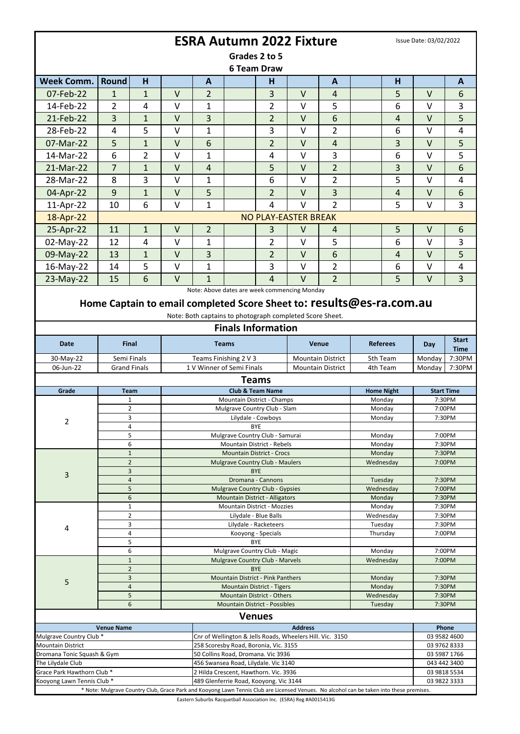# ESRA Autumn 2022 Fixture

Issue Date: 03/02/2022

**Grades 2 to 5**

**6 Team Draw**

| Week Comm. | Round | H | | A | | H | | A | | H | | A |
|---|---|---|---|---|---|---|---|---|---|---|---|---|
| 07-Feb-22 | 1 | 1 | V | 2 | | 3 | V | 4 | | 5 | V | 6 |
| 14-Feb-22 | 2 | 4 | V | 1 | | 2 | V | 5 | | 6 | V | 3 |
| 21-Feb-22 | 3 | 1 | V | 3 | | 2 | V | 6 | | 4 | V | 5 |
| 28-Feb-22 | 4 | 5 | V | 1 | | 3 | V | 2 | | 6 | V | 4 |
| 07-Mar-22 | 5 | 1 | V | 6 | | 2 | V | 4 | | 3 | V | 5 |
| 14-Mar-22 | 6 | 2 | V | 1 | | 4 | V | 3 | | 6 | V | 5 |
| 21-Mar-22 | 7 | 1 | V | 4 | | 5 | V | 2 | | 3 | V | 6 |
| 28-Mar-22 | 8 | 3 | V | 1 | | 6 | V | 2 | | 5 | V | 4 |
| 04-Apr-22 | 9 | 1 | V | 5 | | 2 | V | 3 | | 4 | V | 6 |
| 11-Apr-22 | 10 | 6 | V | 1 | | 4 | V | 2 | | 5 | V | 3 |
| 18-Apr-22 | NO PLAY-EASTER BREAK | | | | | | | | | | | |
| 25-Apr-22 | 11 | 1 | V | 2 | | 3 | V | 4 | | 5 | V | 6 |
| 02-May-22 | 12 | 4 | V | 1 | | 2 | V | 5 | | 6 | V | 3 |
| 09-May-22 | 13 | 1 | V | 3 | | 2 | V | 6 | | 4 | V | 5 |
| 16-May-22 | 14 | 5 | V | 1 | | 3 | V | 2 | | 6 | V | 4 |
| 23-May-22 | 15 | 6 | V | 1 | | 4 | V | 2 | | 5 | V | 3 |

Note: Above dates are week commencing Monday

## Home Captain to email completed Score Sheet to: results@es-ra.com.au

Note: Both captains to photograph completed Score Sheet.

## Finals Information

| Date | Final | Teams | Venue | Referees | Day | Start Time |
|---|---|---|---|---|---|---|
| 30-May-22 | Semi Finals | Teams Finishing 2 V 3 | Mountain District | 5th Team | Monday | 7:30PM |
| 06-Jun-22 | Grand Finals | 1 V Winner of Semi Finals | Mountain District | 4th Team | Monday | 7:30PM |

## Teams

| Grade | Team | Club & Team Name | Home Night | Start Time |
|---|---|---|---|---|
| 2 | 1 | Mountain District - Champs | Monday | 7:30PM |
| | 2 | Mulgrave Country Club - Slam | Monday | 7:00PM |
| | 3 | Lilydale - Cowboys | Monday | 7:30PM |
| | 4 | BYE | | |
| | 5 | Mulgrave Country Club - Samurai | Monday | 7:00PM |
| | 6 | Mountain District - Rebels | Monday | 7:30PM |
| 3 | 1 | Mountain District - Crocs | Monday | 7:30PM |
| | 2 | Mulgrave Country Club - Maulers | Wednesday | 7:00PM |
| | 3 | BYE | | |
| | 4 | Dromana - Cannons | Tuesday | 7:30PM |
| | 5 | Mulgrave Country Club - Gypsies | Wednesday | 7:00PM |
| | 6 | Mountain District - Alligators | Monday | 7:30PM |
| 4 | 1 | Mountain District - Mozzies | Monday | 7:30PM |
| | 2 | Lilydale - Blue Balls | Wednesday | 7:30PM |
| | 3 | Lilydale - Racketeers | Tuesday | 7:30PM |
| | 4 | Kooyong - Specials | Thursday | 7:00PM |
| | 5 | BYE | | |
| | 6 | Mulgrave Country Club - Magic | Monday | 7:00PM |
| 5 | 1 | Mulgrave Country Club - Marvels | Wednesday | 7:00PM |
| | 2 | BYE | | |
| | 3 | Mountain District - Pink Panthers | Monday | 7:30PM |
| | 4 | Mountain District - Tigers | Monday | 7:30PM |
| | 5 | Mountain District - Others | Wednesday | 7:30PM |
| | 6 | Mountain District - Possibles | Tuesday | 7:30PM |

## Venues

| Venue Name | Address | Phone |
|---|---|---|
| Mulgrave Country Club * | Cnr of Wellington & Jells Roads, Wheelers Hill. Vic. 3150 | 03 9582 4600 |
| Mountain District | 258 Scoresby Road, Boronia, Vic. 3155 | 03 9762 8333 |
| Dromana Tonic Squash & Gym | 50 Collins Road, Dromana. Vic 3936 | 03 5987 1766 |
| The Lilydale Club | 456 Swansea Road, Lilydale. Vic 3140 | 043 442 3400 |
| Grace Park Hawthorn Club * | 2 Hilda Crescent, Hawthorn. Vic. 3936 | 03 9818 5534 |
| Kooyong Lawn Tennis Club * | 489 Glenferrie Road, Kooyong. Vic 3144 | 03 9822 3333 |

* Note: Mulgrave Country Club, Grace Park and Kooyong Lawn Tennis Club are Licensed Venues. No alcohol can be taken into these premises.

Eastern Suburbs Racquetball Association Inc. (ESRA) Reg #A0015413G